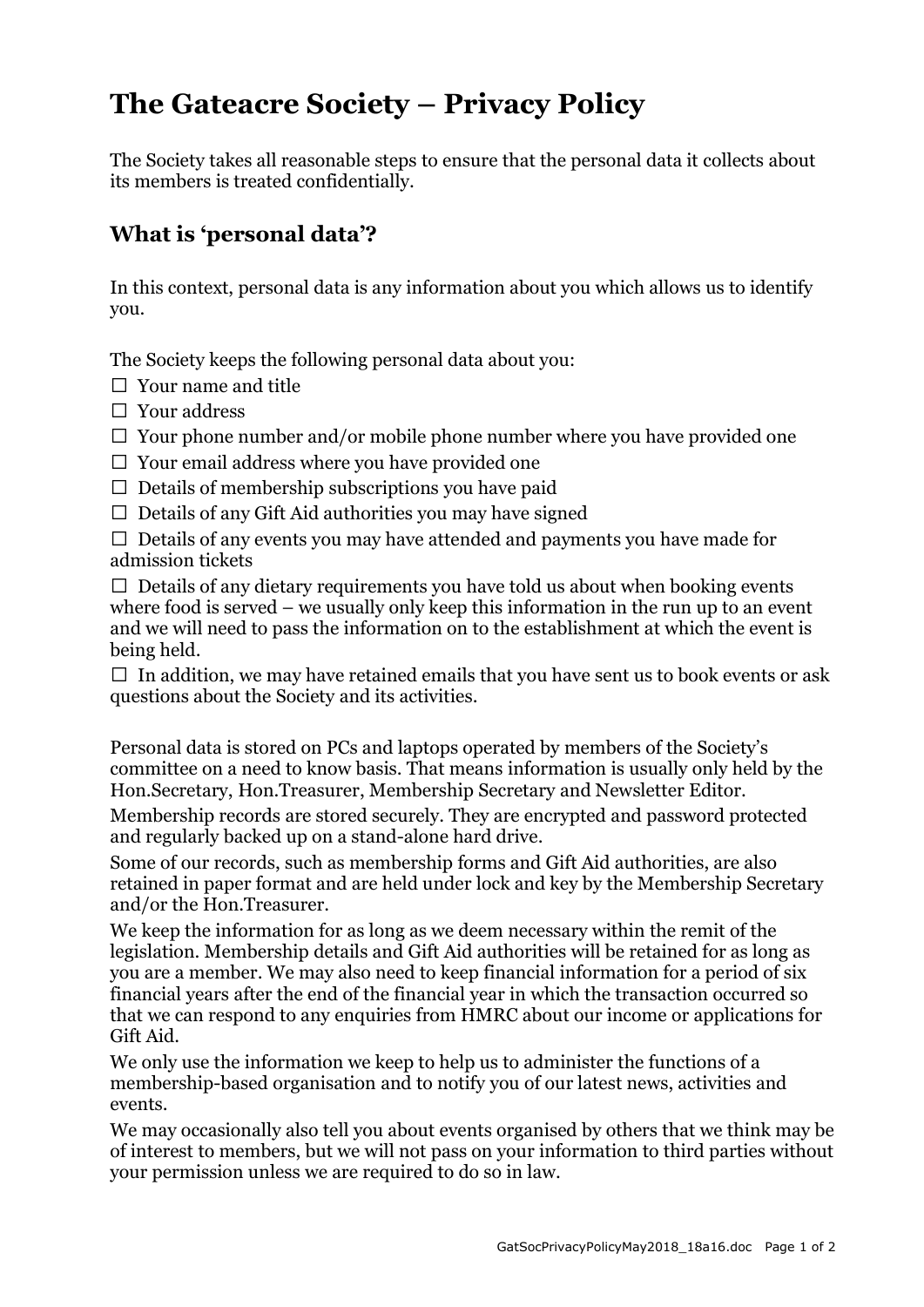# The Gateacre Society – Privacy Policy

The Society takes all reasonable steps to ensure that the personal data it collects about its members is treated confidentially.

## What is ‘personal data’?

In this context, personal data is any information about you which allows us to identify you.

The Society keeps the following personal data about you:

- ☐ Your name and title
- ☐ Your address
- ☐ Your phone number and/or mobile phone number where you have provided one
- ☐ Your email address where you have provided one
- ☐ Details of membership subscriptions you have paid
- ☐ Details of any Gift Aid authorities you may have signed
- ☐ Details of any events you may have attended and payments you have made for admission tickets
- ☐ Details of any dietary requirements you have told us about when booking events where food is served – we usually only keep this information in the run up to an event and we will need to pass the information on to the establishment at which the event is being held.
- ☐ In addition, we may have retained emails that you have sent us to book events or ask questions about the Society and its activities.

Personal data is stored on PCs and laptops operated by members of the Society’s committee on a need to know basis. That means information is usually only held by the Hon.Secretary, Hon.Treasurer, Membership Secretary and Newsletter Editor.

Membership records are stored securely. They are encrypted and password protected and regularly backed up on a stand-alone hard drive.

Some of our records, such as membership forms and Gift Aid authorities, are also retained in paper format and are held under lock and key by the Membership Secretary and/or the Hon.Treasurer.

We keep the information for as long as we deem necessary within the remit of the legislation. Membership details and Gift Aid authorities will be retained for as long as you are a member. We may also need to keep financial information for a period of six financial years after the end of the financial year in which the transaction occurred so that we can respond to any enquiries from HMRC about our income or applications for Gift Aid.

We only use the information we keep to help us to administer the functions of a membership-based organisation and to notify you of our latest news, activities and events.

We may occasionally also tell you about events organised by others that we think may be of interest to members, but we will not pass on your information to third parties without your permission unless we are required to do so in law.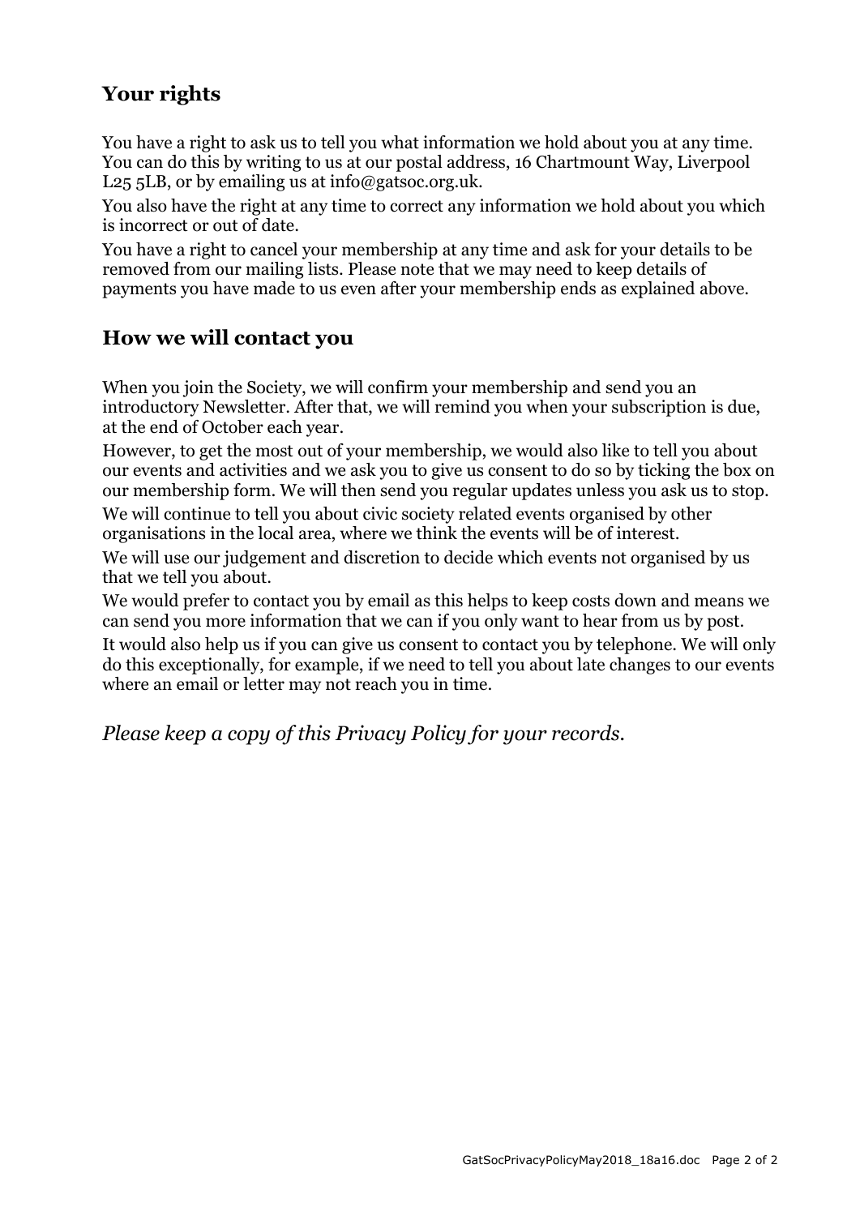## Your rights

You have a right to ask us to tell you what information we hold about you at any time. You can do this by writing to us at our postal address, 16 Chartmount Way, Liverpool L25 5LB, or by emailing us at info@gatsoc.org.uk.

You also have the right at any time to correct any information we hold about you which is incorrect or out of date.

You have a right to cancel your membership at any time and ask for your details to be removed from our mailing lists. Please note that we may need to keep details of payments you have made to us even after your membership ends as explained above.

## How we will contact you

When you join the Society, we will confirm your membership and send you an introductory Newsletter. After that, we will remind you when your subscription is due, at the end of October each year.

However, to get the most out of your membership, we would also like to tell you about our events and activities and we ask you to give us consent to do so by ticking the box on our membership form. We will then send you regular updates unless you ask us to stop.

We will continue to tell you about civic society related events organised by other organisations in the local area, where we think the events will be of interest.

We will use our judgement and discretion to decide which events not organised by us that we tell you about.

We would prefer to contact you by email as this helps to keep costs down and means we can send you more information that we can if you only want to hear from us by post.

It would also help us if you can give us consent to contact you by telephone. We will only do this exceptionally, for example, if we need to tell you about late changes to our events where an email or letter may not reach you in time.

*Please keep a copy of this Privacy Policy for your records.*